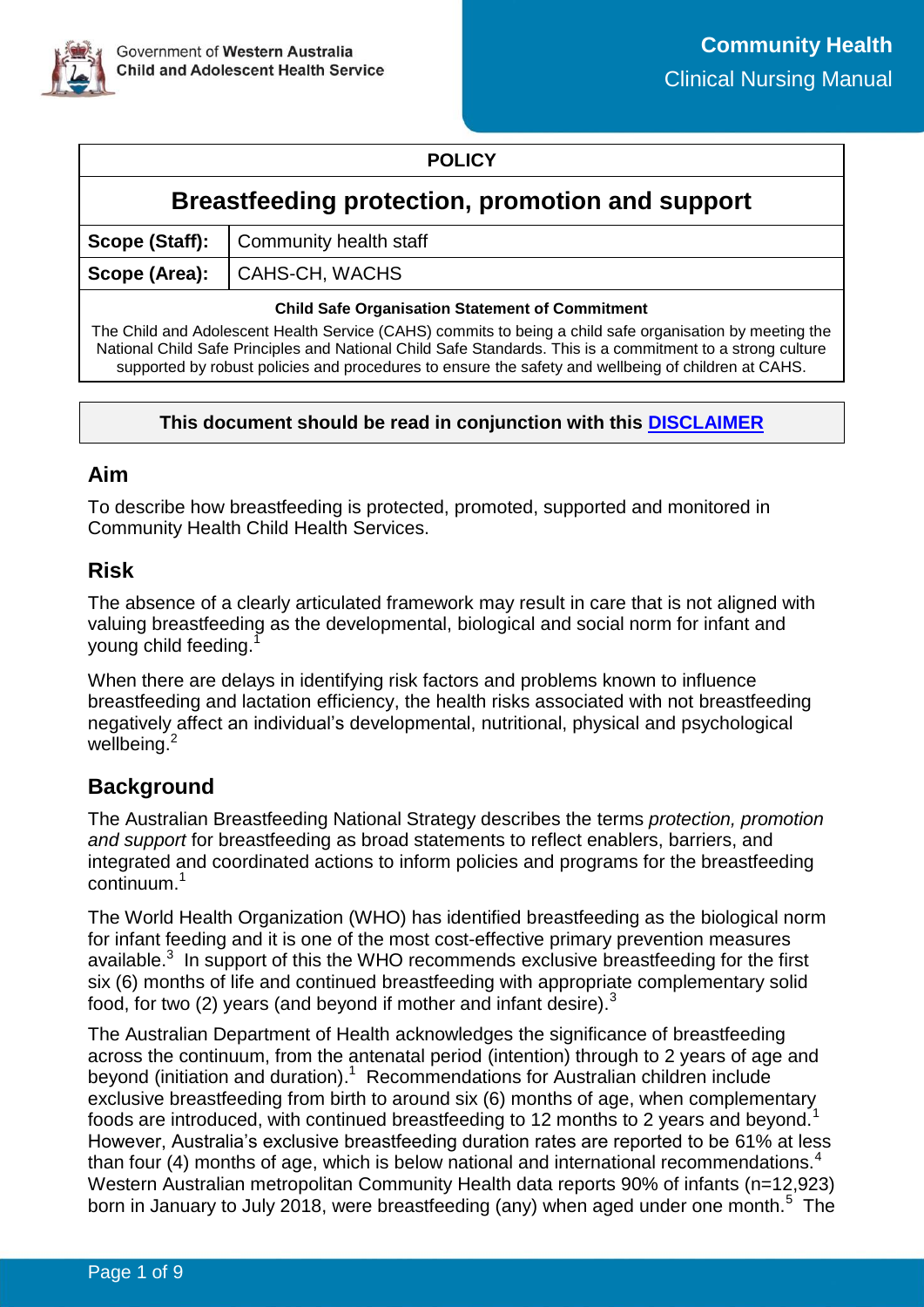Government of **Western Australia**
**Child and Adolescent Health Service**

**Community Health**
Clinical Nursing Manual

| **POLICY** | |
|---|---|
| **Breastfeeding protection, promotion and support** | |
| **Scope (Staff):** | Community health staff |
| **Scope (Area):** | CAHS-CH, WACHS |

**Child Safe Organisation Statement of Commitment**

The Child and Adolescent Health Service (CAHS) commits to being a child safe organisation by meeting the National Child Safe Principles and National Child Safe Standards. This is a commitment to a strong culture supported by robust policies and procedures to ensure the safety and wellbeing of children at CAHS.

**This document should be read in conjunction with this DISCLAIMER**

## Aim

To describe how breastfeeding is protected, promoted, supported and monitored in Community Health Child Health Services.

## Risk

The absence of a clearly articulated framework may result in care that is not aligned with valuing breastfeeding as the developmental, biological and social norm for infant and young child feeding.[1]

When there are delays in identifying risk factors and problems known to influence breastfeeding and lactation efficiency, the health risks associated with not breastfeeding negatively affect an individual's developmental, nutritional, physical and psychological wellbeing.[2]

## Background

The Australian Breastfeeding National Strategy describes the terms *protection, promotion and support* for breastfeeding as broad statements to reflect enablers, barriers, and integrated and coordinated actions to inform policies and programs for the breastfeeding continuum.[1]

The World Health Organization (WHO) has identified breastfeeding as the biological norm for infant feeding and it is one of the most cost-effective primary prevention measures available.[3] In support of this the WHO recommends exclusive breastfeeding for the first six (6) months of life and continued breastfeeding with appropriate complementary solid food, for two (2) years (and beyond if mother and infant desire).[3]

The Australian Department of Health acknowledges the significance of breastfeeding across the continuum, from the antenatal period (intention) through to 2 years of age and beyond (initiation and duration).[1] Recommendations for Australian children include exclusive breastfeeding from birth to around six (6) months of age, when complementary foods are introduced, with continued breastfeeding to 12 months to 2 years and beyond.[1] However, Australia's exclusive breastfeeding duration rates are reported to be 61% at less than four (4) months of age, which is below national and international recommendations.[4] Western Australian metropolitan Community Health data reports 90% of infants (n=12,923) born in January to July 2018, were breastfeeding (any) when aged under one month.[5] The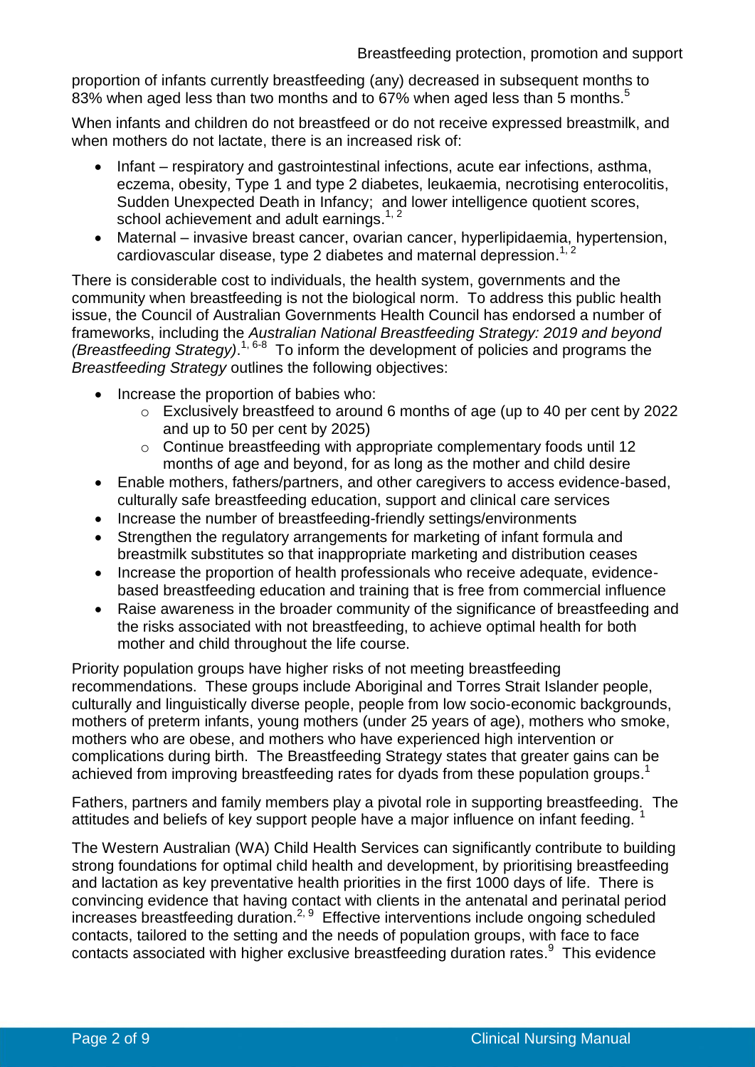proportion of infants currently breastfeeding (any) decreased in subsequent months to 83% when aged less than two months and to 67% when aged less than 5 months.[5]

When infants and children do not breastfeed or do not receive expressed breastmilk, and when mothers do not lactate, there is an increased risk of:

- Infant – respiratory and gastrointestinal infections, acute ear infections, asthma, eczema, obesity, Type 1 and type 2 diabetes, leukaemia, necrotising enterocolitis, Sudden Unexpected Death in Infancy; and lower intelligence quotient scores, school achievement and adult earnings.[1, 2]
- Maternal – invasive breast cancer, ovarian cancer, hyperlipidaemia, hypertension, cardiovascular disease, type 2 diabetes and maternal depression.[1, 2]

There is considerable cost to individuals, the health system, governments and the community when breastfeeding is not the biological norm. To address this public health issue, the Council of Australian Governments Health Council has endorsed a number of frameworks, including the *Australian National Breastfeeding Strategy: 2019 and beyond (Breastfeeding Strategy)*.[1, 6-8] To inform the development of policies and programs the *Breastfeeding Strategy* outlines the following objectives:

- Increase the proportion of babies who:
    - Exclusively breastfeed to around 6 months of age (up to 40 per cent by 2022 and up to 50 per cent by 2025)
    - Continue breastfeeding with appropriate complementary foods until 12 months of age and beyond, for as long as the mother and child desire
- Enable mothers, fathers/partners, and other caregivers to access evidence-based, culturally safe breastfeeding education, support and clinical care services
- Increase the number of breastfeeding-friendly settings/environments
- Strengthen the regulatory arrangements for marketing of infant formula and breastmilk substitutes so that inappropriate marketing and distribution ceases
- Increase the proportion of health professionals who receive adequate, evidence-based breastfeeding education and training that is free from commercial influence
- Raise awareness in the broader community of the significance of breastfeeding and the risks associated with not breastfeeding, to achieve optimal health for both mother and child throughout the life course.

Priority population groups have higher risks of not meeting breastfeeding recommendations. These groups include Aboriginal and Torres Strait Islander people, culturally and linguistically diverse people, people from low socio-economic backgrounds, mothers of preterm infants, young mothers (under 25 years of age), mothers who smoke, mothers who are obese, and mothers who have experienced high intervention or complications during birth. The Breastfeeding Strategy states that greater gains can be achieved from improving breastfeeding rates for dyads from these population groups.[1]

Fathers, partners and family members play a pivotal role in supporting breastfeeding. The attitudes and beliefs of key support people have a major influence on infant feeding.[1]

The Western Australian (WA) Child Health Services can significantly contribute to building strong foundations for optimal child health and development, by prioritising breastfeeding and lactation as key preventative health priorities in the first 1000 days of life. There is convincing evidence that having contact with clients in the antenatal and perinatal period increases breastfeeding duration.[2, 9] Effective interventions include ongoing scheduled contacts, tailored to the setting and the needs of population groups, with face to face contacts associated with higher exclusive breastfeeding duration rates.[9] This evidence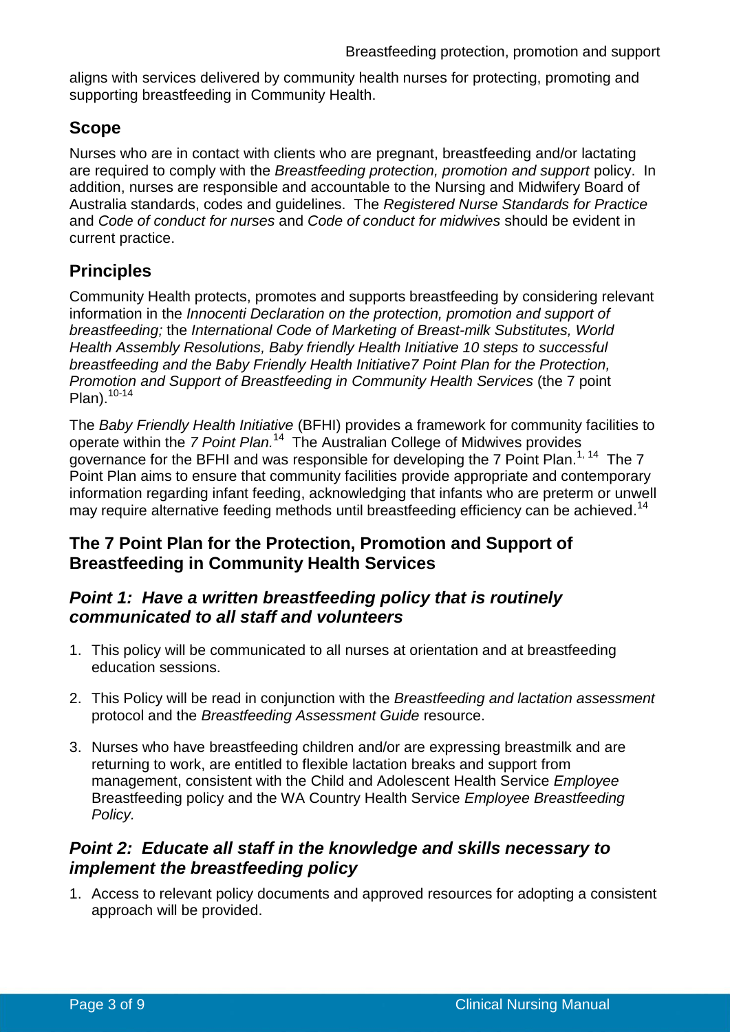aligns with services delivered by community health nurses for protecting, promoting and supporting breastfeeding in Community Health.

## Scope

Nurses who are in contact with clients who are pregnant, breastfeeding and/or lactating are required to comply with the *Breastfeeding protection, promotion and support* policy. In addition, nurses are responsible and accountable to the Nursing and Midwifery Board of Australia standards, codes and guidelines. The *Registered Nurse Standards for Practice* and *Code of conduct for nurses* and *Code of conduct for midwives* should be evident in current practice.

## Principles

Community Health protects, promotes and supports breastfeeding by considering relevant information in the *Innocenti Declaration on the protection, promotion and support of breastfeeding;* the *International Code of Marketing of Breast-milk Substitutes, World Health Assembly Resolutions, Baby friendly Health Initiative 10 steps to successful breastfeeding and the Baby Friendly Health Initiative7 Point Plan for the Protection, Promotion and Support of Breastfeeding in Community Health Services* (the 7 point Plan).[10-14]

The *Baby Friendly Health Initiative* (BFHI) provides a framework for community facilities to operate within the *7 Point Plan.*[14] The Australian College of Midwives provides governance for the BFHI and was responsible for developing the 7 Point Plan.[1, 14] The 7 Point Plan aims to ensure that community facilities provide appropriate and contemporary information regarding infant feeding, acknowledging that infants who are preterm or unwell may require alternative feeding methods until breastfeeding efficiency can be achieved.[14]

## The 7 Point Plan for the Protection, Promotion and Support of Breastfeeding in Community Health Services

### *Point 1: Have a written breastfeeding policy that is routinely communicated to all staff and volunteers*

1. This policy will be communicated to all nurses at orientation and at breastfeeding education sessions.

2. This Policy will be read in conjunction with the *Breastfeeding and lactation assessment* protocol and the *Breastfeeding Assessment Guide* resource.

3. Nurses who have breastfeeding children and/or are expressing breastmilk and are returning to work, are entitled to flexible lactation breaks and support from management, consistent with the Child and Adolescent Health Service *Employee* Breastfeeding policy and the WA Country Health Service *Employee Breastfeeding Policy.*

### *Point 2: Educate all staff in the knowledge and skills necessary to implement the breastfeeding policy*

1. Access to relevant policy documents and approved resources for adopting a consistent approach will be provided.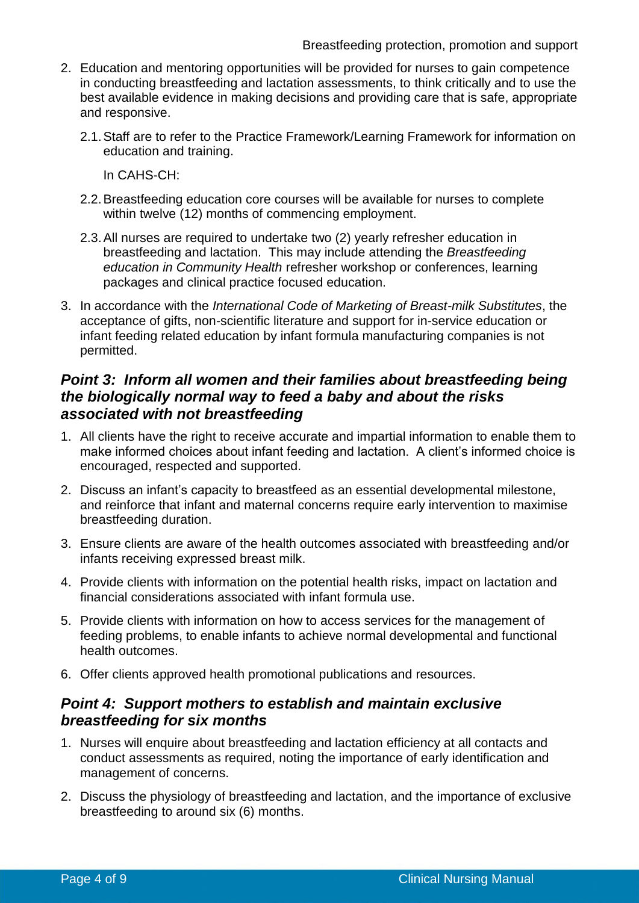2. Education and mentoring opportunities will be provided for nurses to gain competence in conducting breastfeeding and lactation assessments, to think critically and to use the best available evidence in making decisions and providing care that is safe, appropriate and responsive.

    2.1. Staff are to refer to the Practice Framework/Learning Framework for information on education and training.

    In CAHS-CH:

    2.2. Breastfeeding education core courses will be available for nurses to complete within twelve (12) months of commencing employment.

    2.3. All nurses are required to undertake two (2) yearly refresher education in breastfeeding and lactation. This may include attending the *Breastfeeding education in Community Health* refresher workshop or conferences, learning packages and clinical practice focused education.

3. In accordance with the *International Code of Marketing of Breast-milk Substitutes*, the acceptance of gifts, non-scientific literature and support for in-service education or infant feeding related education by infant formula manufacturing companies is not permitted.

### *Point 3: Inform all women and their families about breastfeeding being the biologically normal way to feed a baby and about the risks associated with not breastfeeding*

1. All clients have the right to receive accurate and impartial information to enable them to make informed choices about infant feeding and lactation. A client's informed choice is encouraged, respected and supported.
2. Discuss an infant's capacity to breastfeed as an essential developmental milestone, and reinforce that infant and maternal concerns require early intervention to maximise breastfeeding duration.
3. Ensure clients are aware of the health outcomes associated with breastfeeding and/or infants receiving expressed breast milk.
4. Provide clients with information on the potential health risks, impact on lactation and financial considerations associated with infant formula use.
5. Provide clients with information on how to access services for the management of feeding problems, to enable infants to achieve normal developmental and functional health outcomes.
6. Offer clients approved health promotional publications and resources.

### *Point 4: Support mothers to establish and maintain exclusive breastfeeding for six months*

1. Nurses will enquire about breastfeeding and lactation efficiency at all contacts and conduct assessments as required, noting the importance of early identification and management of concerns.
2. Discuss the physiology of breastfeeding and lactation, and the importance of exclusive breastfeeding to around six (6) months.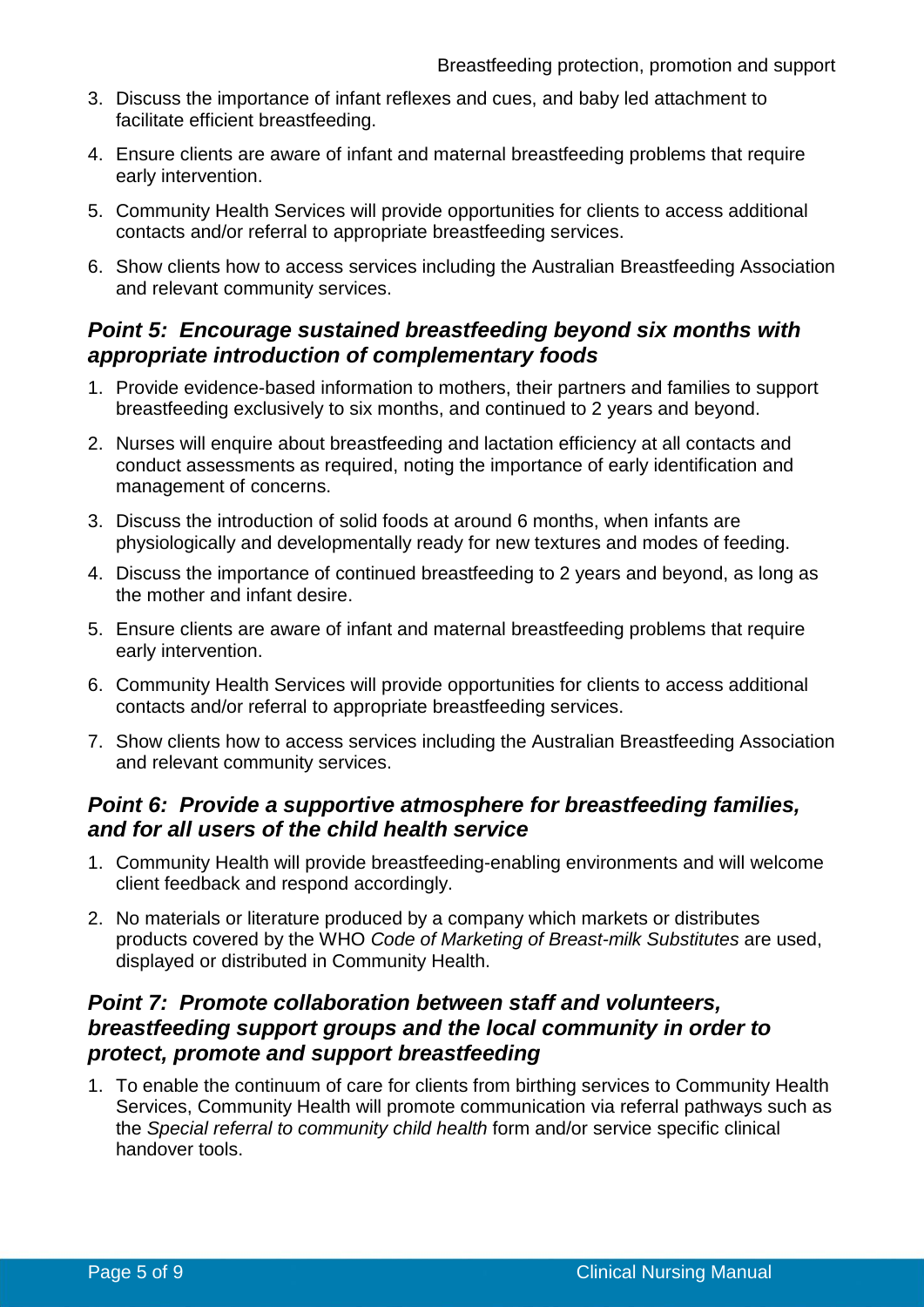3. Discuss the importance of infant reflexes and cues, and baby led attachment to facilitate efficient breastfeeding.
4. Ensure clients are aware of infant and maternal breastfeeding problems that require early intervention.
5. Community Health Services will provide opportunities for clients to access additional contacts and/or referral to appropriate breastfeeding services.
6. Show clients how to access services including the Australian Breastfeeding Association and relevant community services.

### *Point 5: Encourage sustained breastfeeding beyond six months with appropriate introduction of complementary foods*

1. Provide evidence-based information to mothers, their partners and families to support breastfeeding exclusively to six months, and continued to 2 years and beyond.
2. Nurses will enquire about breastfeeding and lactation efficiency at all contacts and conduct assessments as required, noting the importance of early identification and management of concerns.
3. Discuss the introduction of solid foods at around 6 months, when infants are physiologically and developmentally ready for new textures and modes of feeding.
4. Discuss the importance of continued breastfeeding to 2 years and beyond, as long as the mother and infant desire.
5. Ensure clients are aware of infant and maternal breastfeeding problems that require early intervention.
6. Community Health Services will provide opportunities for clients to access additional contacts and/or referral to appropriate breastfeeding services.
7. Show clients how to access services including the Australian Breastfeeding Association and relevant community services.

### *Point 6: Provide a supportive atmosphere for breastfeeding families, and for all users of the child health service*

1. Community Health will provide breastfeeding-enabling environments and will welcome client feedback and respond accordingly.
2. No materials or literature produced by a company which markets or distributes products covered by the WHO *Code of Marketing of Breast-milk Substitutes* are used, displayed or distributed in Community Health.

### *Point 7: Promote collaboration between staff and volunteers, breastfeeding support groups and the local community in order to protect, promote and support breastfeeding*

1. To enable the continuum of care for clients from birthing services to Community Health Services, Community Health will promote communication via referral pathways such as the *Special referral to community child health* form and/or service specific clinical handover tools.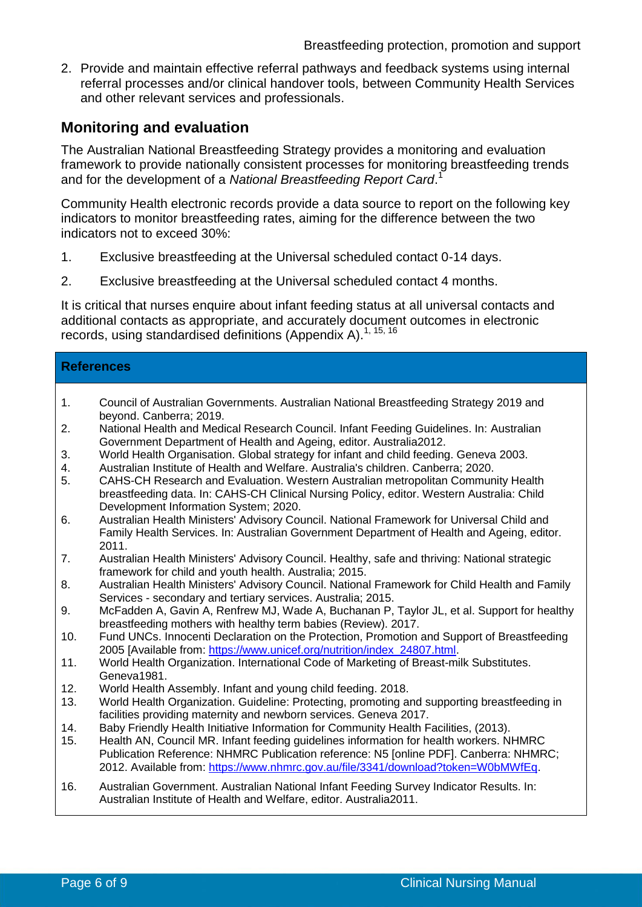2. Provide and maintain effective referral pathways and feedback systems using internal referral processes and/or clinical handover tools, between Community Health Services and other relevant services and professionals.

## Monitoring and evaluation

The Australian National Breastfeeding Strategy provides a monitoring and evaluation framework to provide nationally consistent processes for monitoring breastfeeding trends and for the development of a *National Breastfeeding Report Card*.[1]

Community Health electronic records provide a data source to report on the following key indicators to monitor breastfeeding rates, aiming for the difference between the two indicators not to exceed 30%:

1. Exclusive breastfeeding at the Universal scheduled contact 0-14 days.
2. Exclusive breastfeeding at the Universal scheduled contact 4 months.

It is critical that nurses enquire about infant feeding status at all universal contacts and additional contacts as appropriate, and accurately document outcomes in electronic records, using standardised definitions (Appendix A).[1, 15, 16]

## References

1. Council of Australian Governments. Australian National Breastfeeding Strategy 2019 and beyond. Canberra; 2019.
2. National Health and Medical Research Council. Infant Feeding Guidelines. In: Australian Government Department of Health and Ageing, editor. Australia2012.
3. World Health Organisation. Global strategy for infant and child feeding. Geneva 2003.
4. Australian Institute of Health and Welfare. Australia's children. Canberra; 2020.
5. CAHS-CH Research and Evaluation. Western Australian metropolitan Community Health breastfeeding data. In: CAHS-CH Clinical Nursing Policy, editor. Western Australia: Child Development Information System; 2020.
6. Australian Health Ministers' Advisory Council. National Framework for Universal Child and Family Health Services. In: Australian Government Department of Health and Ageing, editor. 2011.
7. Australian Health Ministers' Advisory Council. Healthy, safe and thriving: National strategic framework for child and youth health. Australia; 2015.
8. Australian Health Ministers' Advisory Council. National Framework for Child Health and Family Services - secondary and tertiary services. Australia; 2015.
9. McFadden A, Gavin A, Renfrew MJ, Wade A, Buchanan P, Taylor JL, et al. Support for healthy breastfeeding mothers with healthy term babies (Review). 2017.
10. Fund UNCs. Innocenti Declaration on the Protection, Promotion and Support of Breastfeeding 2005 [Available from: https://www.unicef.org/nutrition/index_24807.html.
11. World Health Organization. International Code of Marketing of Breast-milk Substitutes. Geneva1981.
12. World Health Assembly. Infant and young child feeding. 2018.
13. World Health Organization. Guideline: Protecting, promoting and supporting breastfeeding in facilities providing maternity and newborn services. Geneva 2017.
14. Baby Friendly Health Initiative Information for Community Health Facilities, (2013).
15. Health AN, Council MR. Infant feeding guidelines information for health workers. NHMRC Publication Reference: NHMRC Publication reference: N5 [online PDF]. Canberra: NHMRC; 2012. Available from: https://www.nhmrc.gov.au/file/3341/download?token=W0bMWfEq.
16. Australian Government. Australian National Infant Feeding Survey Indicator Results. In: Australian Institute of Health and Welfare, editor. Australia2011.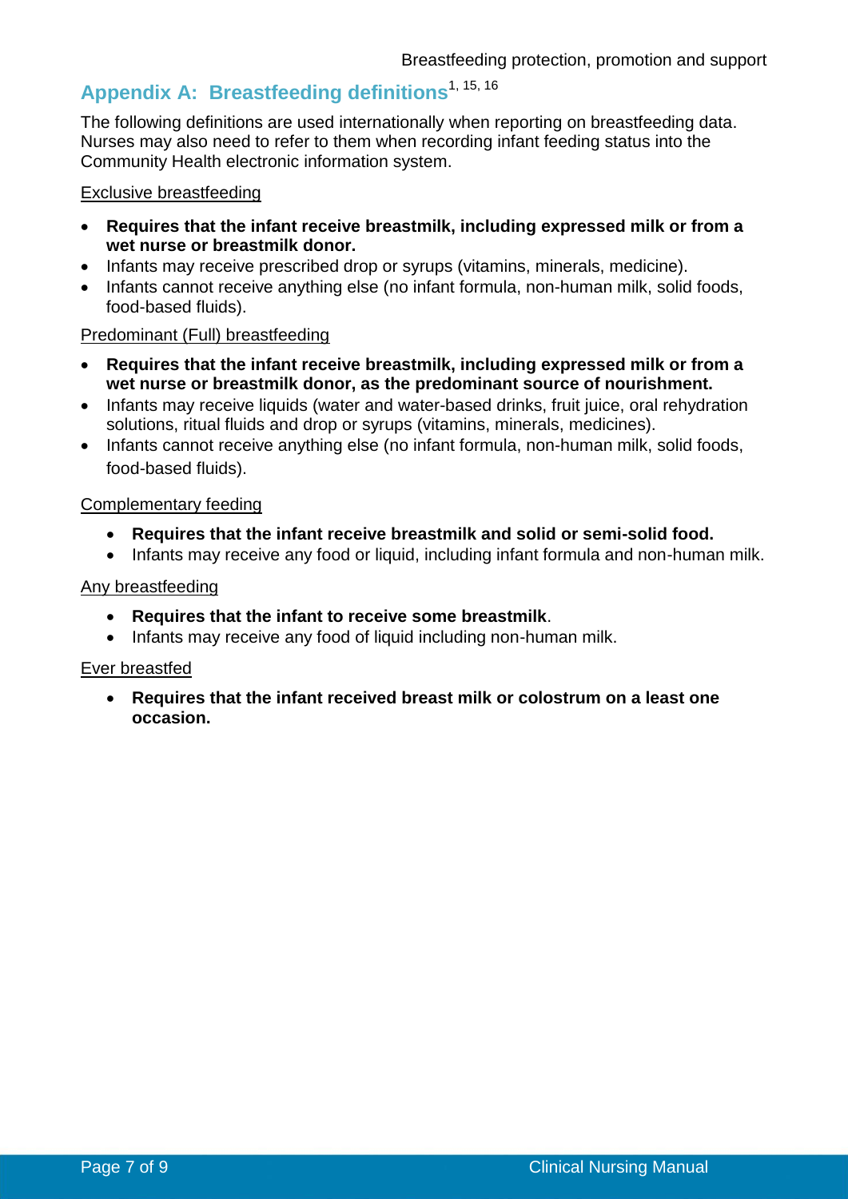## Appendix A: Breastfeeding definitions[1, 15, 16]

The following definitions are used internationally when reporting on breastfeeding data. Nurses may also need to refer to them when recording infant feeding status into the Community Health electronic information system.

Exclusive breastfeeding

- **Requires that the infant receive breastmilk, including expressed milk or from a wet nurse or breastmilk donor.**
- Infants may receive prescribed drop or syrups (vitamins, minerals, medicine).
- Infants cannot receive anything else (no infant formula, non-human milk, solid foods, food-based fluids).

Predominant (Full) breastfeeding

- **Requires that the infant receive breastmilk, including expressed milk or from a wet nurse or breastmilk donor, as the predominant source of nourishment.**
- Infants may receive liquids (water and water-based drinks, fruit juice, oral rehydration solutions, ritual fluids and drop or syrups (vitamins, minerals, medicines).
- Infants cannot receive anything else (no infant formula, non-human milk, solid foods, food-based fluids).

Complementary feeding

- **Requires that the infant receive breastmilk and solid or semi-solid food.**
- Infants may receive any food or liquid, including infant formula and non-human milk.

Any breastfeeding

- **Requires that the infant to receive some breastmilk**.
- Infants may receive any food of liquid including non-human milk.

Ever breastfed

- **Requires that the infant received breast milk or colostrum on a least one occasion.**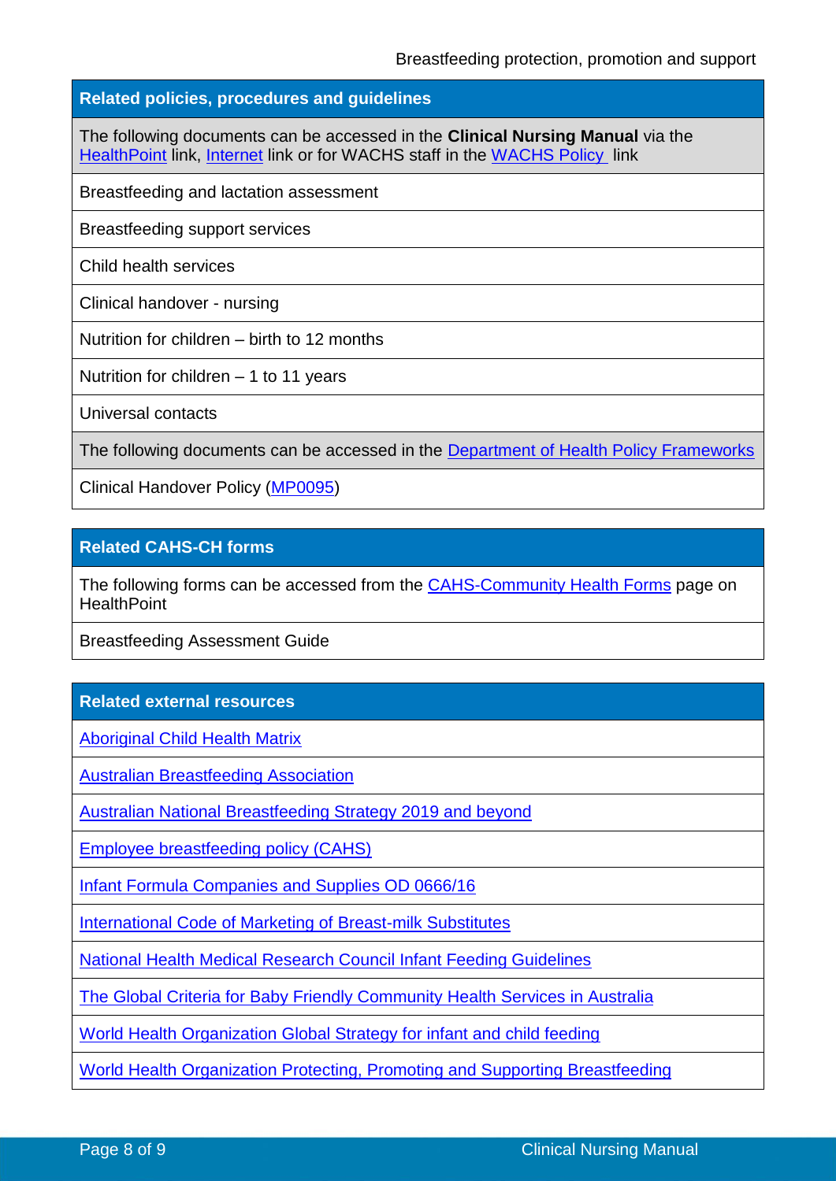| Related policies, procedures and guidelines |
|---|
| The following documents can be accessed in the **Clinical Nursing Manual** via the HealthPoint link, Internet link or for WACHS staff in the WACHS Policy link |
| Breastfeeding and lactation assessment |
| Breastfeeding support services |
| Child health services |
| Clinical handover - nursing |
| Nutrition for children – birth to 12 months |
| Nutrition for children – 1 to 11 years |
| Universal contacts |
| The following documents can be accessed in the Department of Health Policy Frameworks |
| Clinical Handover Policy (MP0095) |

| Related CAHS-CH forms |
|---|
| The following forms can be accessed from the CAHS-Community Health Forms page on HealthPoint |
| Breastfeeding Assessment Guide |

| Related external resources |
|---|
| Aboriginal Child Health Matrix |
| Australian Breastfeeding Association |
| Australian National Breastfeeding Strategy 2019 and beyond |
| Employee breastfeeding policy (CAHS) |
| Infant Formula Companies and Supplies OD 0666/16 |
| International Code of Marketing of Breast-milk Substitutes |
| National Health Medical Research Council Infant Feeding Guidelines |
| The Global Criteria for Baby Friendly Community Health Services in Australia |
| World Health Organization Global Strategy for infant and child feeding |
| World Health Organization Protecting, Promoting and Supporting Breastfeeding |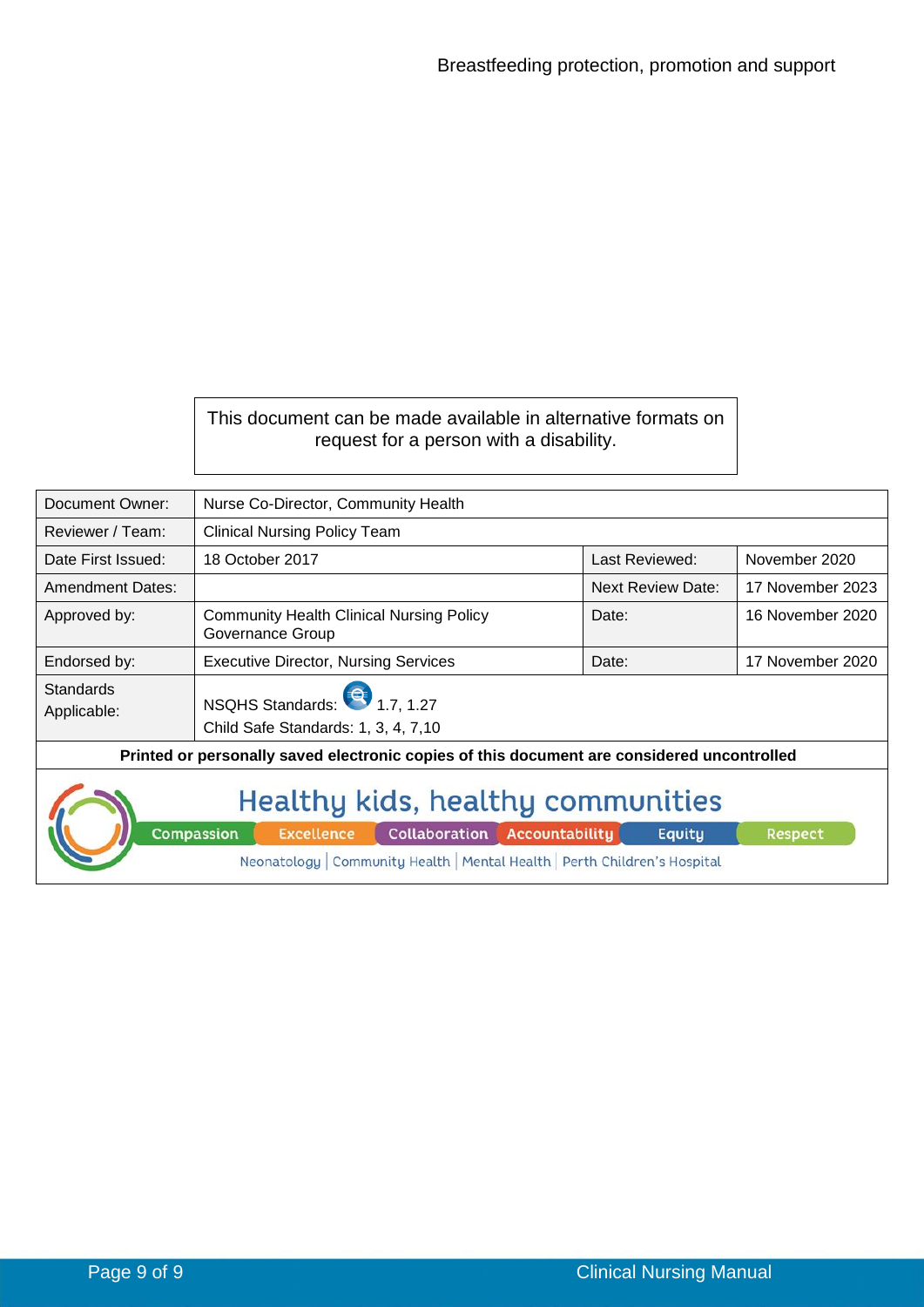This document can be made available in alternative formats on request for a person with a disability.

| | | | |
|---|---|---|---|
| Document Owner: | Nurse Co-Director, Community Health | | |
| Reviewer / Team: | Clinical Nursing Policy Team | | |
| Date First Issued: | 18 October 2017 | Last Reviewed: | November 2020 |
| Amendment Dates: | | Next Review Date: | 17 November 2023 |
| Approved by: | Community Health Clinical Nursing Policy Governance Group | Date: | 16 November 2020 |
| Endorsed by: | Executive Director, Nursing Services | Date: | 17 November 2020 |
| Standards Applicable: | NSQHS Standards: 1.7, 1.27<br>Child Safe Standards: 1, 3, 4, 7,10 | | |

**Printed or personally saved electronic copies of this document are considered uncontrolled**

Healthy kids, healthy communities

Compassion | Excellence | Collaboration | Accountability | Equity | Respect

Neonatology | Community Health | Mental Health | Perth Children's Hospital